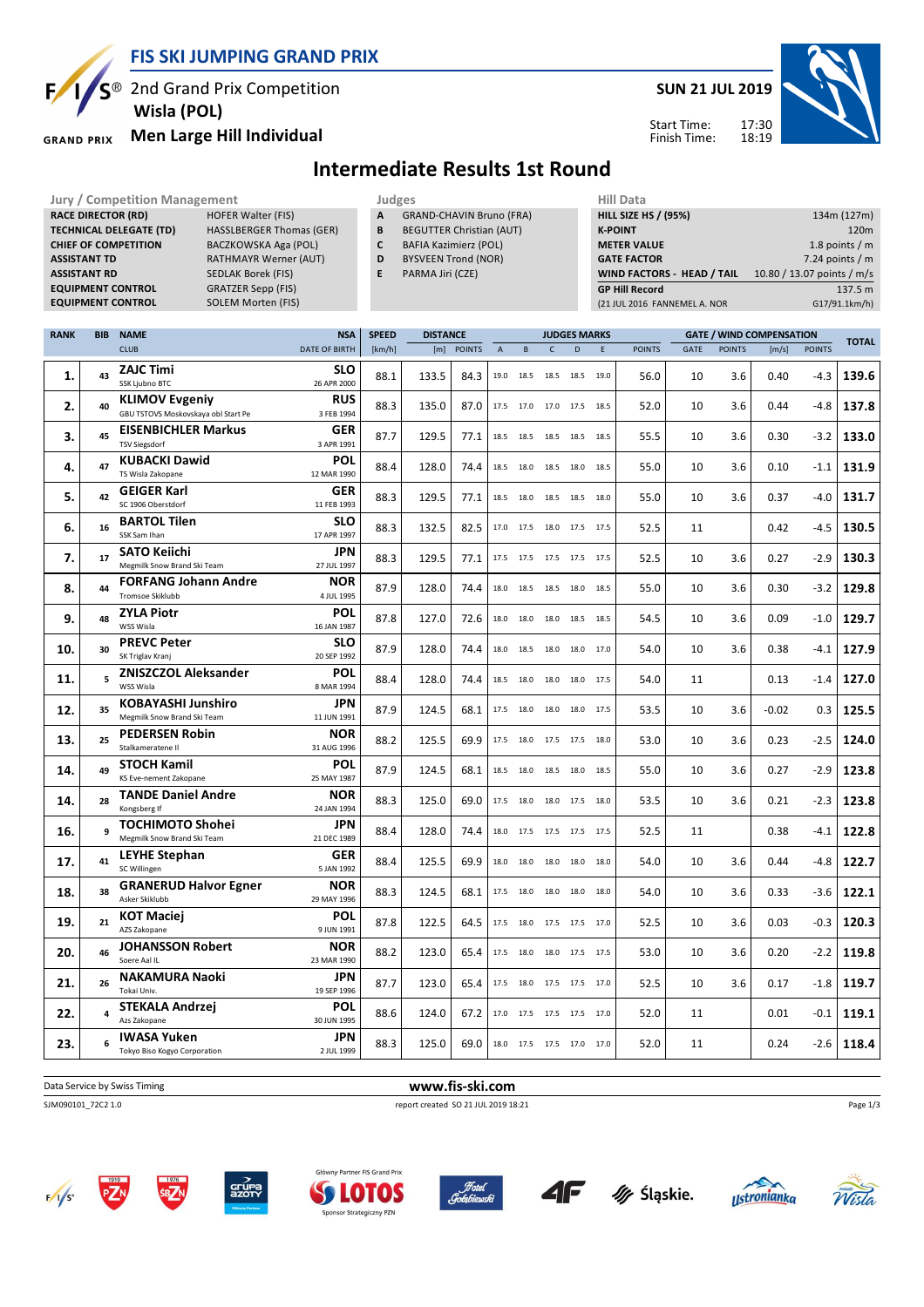# FIS SKI JUMPING GRAND PRIX

2nd Grand Prix Competition
**Wisla (POL)**
**Men Large Hill Individual**

**SUN 21 JUL 2019**

Start Time: 17:30
Finish Time: 18:19

## Intermediate Results 1st Round

| Jury / Competition Management | |
|---|---|
| RACE DIRECTOR (RD) | HOFER Walter (FIS) |
| TECHNICAL DELEGATE (TD) | HASSLBERGER Thomas (GER) |
| CHIEF OF COMPETITION | BACZKOWSKA Aga (POL) |
| ASSISTANT TD | RATHMAYR Werner (AUT) |
| ASSISTANT RD | SEDLAK Borek (FIS) |
| EQUIPMENT CONTROL | GRATZER Sepp (FIS) |
| EQUIPMENT CONTROL | SOLEM Morten (FIS) |

| Judges | |
|---|---|
| A | GRAND-CHAVIN Bruno (FRA) |
| B | BEGUTTER Christian (AUT) |
| C | BAFIA Kazimierz (POL) |
| D | BYSVEEN Trond (NOR) |
| E | PARMA Jiri (CZE) |

| Hill Data | |
|---|---|
| HILL SIZE HS / (95%) | 134m (127m) |
| K-POINT | 120m |
| METER VALUE | 1.8 points / m |
| GATE FACTOR | 7.24 points / m |
| WIND FACTORS - HEAD / TAIL | 10.80 / 13.07 points / m/s |
| GP Hill Record | 137.5 m |
| (21 JUL 2016 FANNEMEL A. NOR | G17/91.1km/h) |

| RANK | BIB | NAME / CLUB | NSA / DATE OF BIRTH | SPEED [km/h] | DISTANCE [m] | DISTANCE POINTS | A | B | C | D | E | JUDGES POINTS | GATE | GATE POINTS | WIND [m/s] | WIND POINTS | TOTAL |
|---|---|---|---|---|---|---|---|---|---|---|---|---|---|---|---|---|---|
| 1. | 43 | **ZAJC Timi** SSK Ljubno BTC | SLO 26 APR 2000 | 88.1 | 133.5 | 84.3 | 19.0 | 18.5 | 18.5 | 18.5 | 19.0 | 56.0 | 10 | 3.6 | 0.40 | -4.3 | 139.6 |
| 2. | 40 | **KLIMOV Evgeniy** GBU TSTOVS Moskovskaya obl Start Pe | RUS 3 FEB 1994 | 88.3 | 135.0 | 87.0 | 17.5 | 17.0 | 17.0 | 17.5 | 18.5 | 52.0 | 10 | 3.6 | 0.44 | -4.8 | 137.8 |
| 3. | 45 | **EISENBICHLER Markus** TSV Siegsdorf | GER 3 APR 1991 | 87.7 | 129.5 | 77.1 | 18.5 | 18.5 | 18.5 | 18.5 | 18.5 | 55.5 | 10 | 3.6 | 0.30 | -3.2 | 133.0 |
| 4. | 47 | **KUBACKI Dawid** TS Wisla Zakopane | POL 12 MAR 1990 | 88.4 | 128.0 | 74.4 | 18.5 | 18.0 | 18.5 | 18.0 | 18.5 | 55.0 | 10 | 3.6 | 0.10 | -1.1 | 131.9 |
| 5. | 42 | **GEIGER Karl** SC 1906 Oberstdorf | GER 11 FEB 1993 | 88.3 | 129.5 | 77.1 | 18.5 | 18.0 | 18.5 | 18.5 | 18.0 | 55.0 | 10 | 3.6 | 0.37 | -4.0 | 131.7 |
| 6. | 16 | **BARTOL Tilen** SSK Sam Ihan | SLO 17 APR 1997 | 88.3 | 132.5 | 82.5 | 17.0 | 17.5 | 18.0 | 17.5 | 17.5 | 52.5 | 11 | | 0.42 | -4.5 | 130.5 |
| 7. | 17 | **SATO Keiichi** Megmilk Snow Brand Ski Team | JPN 27 JUL 1997 | 88.3 | 129.5 | 77.1 | 17.5 | 17.5 | 17.5 | 17.5 | 17.5 | 52.5 | 10 | 3.6 | 0.27 | -2.9 | 130.3 |
| 8. | 44 | **FORFANG Johann Andre** Tromsoe Skiklubb | NOR 4 JUL 1995 | 87.9 | 128.0 | 74.4 | 18.0 | 18.5 | 18.5 | 18.0 | 18.5 | 55.0 | 10 | 3.6 | 0.30 | -3.2 | 129.8 |
| 9. | 48 | **ZYLA Piotr** WSS Wisla | POL 16 JAN 1987 | 87.8 | 127.0 | 72.6 | 18.0 | 18.0 | 18.0 | 18.5 | 18.5 | 54.5 | 10 | 3.6 | 0.09 | -1.0 | 129.7 |
| 10. | 30 | **PREVC Peter** SK Triglav Kranj | SLO 20 SEP 1992 | 87.9 | 128.0 | 74.4 | 18.0 | 18.5 | 18.0 | 18.0 | 17.0 | 54.0 | 10 | 3.6 | 0.38 | -4.1 | 127.9 |
| 11. | 5 | **ZNISZCZOL Aleksander** WSS Wisla | POL 8 MAR 1994 | 88.4 | 128.0 | 74.4 | 18.5 | 18.0 | 18.0 | 18.0 | 17.5 | 54.0 | 11 | | 0.13 | -1.4 | 127.0 |
| 12. | 35 | **KOBAYASHI Junshiro** Megmilk Snow Brand Ski Team | JPN 11 JUN 1991 | 87.9 | 124.5 | 68.1 | 17.5 | 18.0 | 18.0 | 18.0 | 17.5 | 53.5 | 10 | 3.6 | -0.02 | 0.3 | 125.5 |
| 13. | 25 | **PEDERSEN Robin** Stalkameratene Il | NOR 31 AUG 1996 | 88.2 | 125.5 | 69.9 | 17.5 | 18.0 | 17.5 | 17.5 | 18.0 | 53.0 | 10 | 3.6 | 0.23 | -2.5 | 124.0 |
| 14. | 49 | **STOCH Kamil** KS Eve-nement Zakopane | POL 25 MAY 1987 | 87.9 | 124.5 | 68.1 | 18.5 | 18.0 | 18.5 | 18.0 | 18.5 | 55.0 | 10 | 3.6 | 0.27 | -2.9 | 123.8 |
| 14. | 28 | **TANDE Daniel Andre** Kongsberg If | NOR 24 JAN 1994 | 88.3 | 125.0 | 69.0 | 17.5 | 18.0 | 18.0 | 17.5 | 18.0 | 53.5 | 10 | 3.6 | 0.21 | -2.3 | 123.8 |
| 16. | 9 | **TOCHIMOTO Shohei** Megmilk Snow Brand Ski Team | JPN 21 DEC 1989 | 88.4 | 128.0 | 74.4 | 18.0 | 17.5 | 17.5 | 17.5 | 17.5 | 52.5 | 11 | | 0.38 | -4.1 | 122.8 |
| 17. | 41 | **LEYHE Stephan** SC Willingen | GER 5 JAN 1992 | 88.4 | 125.5 | 69.9 | 18.0 | 18.0 | 18.0 | 18.0 | 18.0 | 54.0 | 10 | 3.6 | 0.44 | -4.8 | 122.7 |
| 18. | 38 | **GRANERUD Halvor Egner** Asker Skiklubb | NOR 29 MAY 1996 | 88.3 | 124.5 | 68.1 | 17.5 | 18.0 | 18.0 | 18.0 | 18.0 | 54.0 | 10 | 3.6 | 0.33 | -3.6 | 122.1 |
| 19. | 21 | **KOT Maciej** AZS Zakopane | POL 9 JUN 1991 | 87.8 | 122.5 | 64.5 | 17.5 | 18.0 | 17.5 | 17.5 | 17.0 | 52.5 | 10 | 3.6 | 0.03 | -0.3 | 120.3 |
| 20. | 46 | **JOHANSSON Robert** Soere Aal IL | NOR 23 MAR 1990 | 88.2 | 123.0 | 65.4 | 17.5 | 18.0 | 18.0 | 17.5 | 17.5 | 53.0 | 10 | 3.6 | 0.20 | -2.2 | 119.8 |
| 21. | 26 | **NAKAMURA Naoki** Tokai Univ. | JPN 19 SEP 1996 | 87.7 | 123.0 | 65.4 | 17.5 | 18.0 | 17.5 | 17.5 | 17.0 | 52.5 | 10 | 3.6 | 0.17 | -1.8 | 119.7 |
| 22. | 4 | **STEKALA Andrzej** Azs Zakopane | POL 30 JUN 1995 | 88.6 | 124.0 | 67.2 | 17.0 | 17.5 | 17.5 | 17.5 | 17.0 | 52.0 | 11 | | 0.01 | -0.1 | 119.1 |
| 23. | 6 | **IWASA Yuken** Tokyo Biso Kogyo Corporation | JPN 2 JUL 1999 | 88.3 | 125.0 | 69.0 | 18.0 | 17.5 | 17.5 | 17.0 | 17.0 | 52.0 | 11 | | 0.24 | -2.6 | 118.4 |

Data Service by Swiss Timing — www.fis-ski.com

SJM090101_72C2 1.0 — report created SO 21 JUL 2019 18:21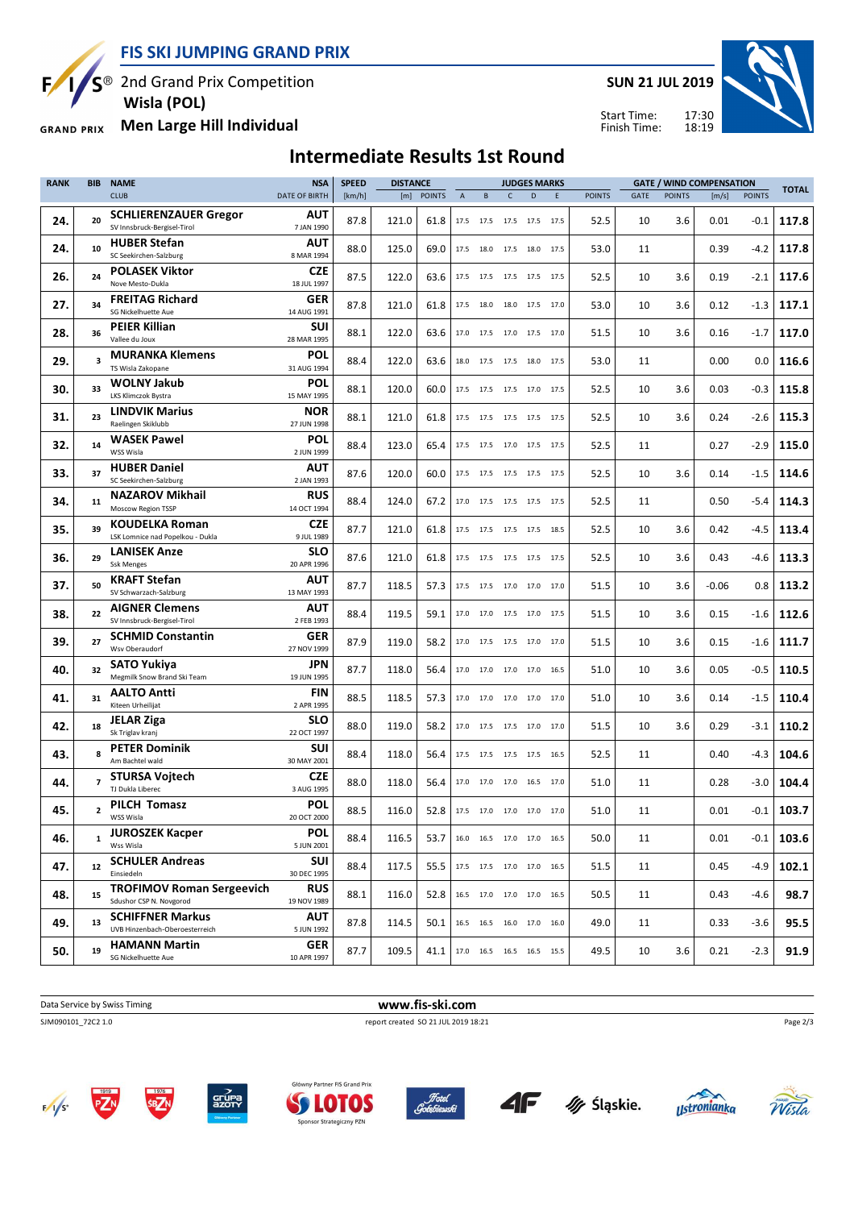# FIS SKI JUMPING GRAND PRIX

2nd Grand Prix Competition
Wisla (POL)
Men Large Hill Individual

SUN 21 JUL 2019

Start Time: 17:30
Finish Time: 18:19

## Intermediate Results 1st Round

| RANK | BIB | NAME / CLUB | NSA / DATE OF BIRTH | SPEED [km/h] | DISTANCE [m] | DISTANCE POINTS | A | B | C | D | E | JUDGES POINTS | GATE | GATE POINTS | WIND [m/s] | WIND POINTS | TOTAL |
|---|---|---|---|---|---|---|---|---|---|---|---|---|---|---|---|---|---|
| 24. | 20 | **SCHLIERENZAUER Gregor** SV Innsbruck-Bergisel-Tirol | AUT 7 JAN 1990 | 87.8 | 121.0 | 61.8 | 17.5 | 17.5 | 17.5 | 17.5 | 17.5 | 52.5 | 10 | 3.6 | 0.01 | -0.1 | 117.8 |
| 24. | 10 | **HUBER Stefan** SC Seekirchen-Salzburg | AUT 8 MAR 1994 | 88.0 | 125.0 | 69.0 | 17.5 | 18.0 | 17.5 | 18.0 | 17.5 | 53.0 | 11 | | 0.39 | -4.2 | 117.8 |
| 26. | 24 | **POLASEK Viktor** Nove Mesto-Dukla | CZE 18 JUL 1997 | 87.5 | 122.0 | 63.6 | 17.5 | 17.5 | 17.5 | 17.5 | 17.5 | 52.5 | 10 | 3.6 | 0.19 | -2.1 | 117.6 |
| 27. | 34 | **FREITAG Richard** SG Nickelhuette Aue | GER 14 AUG 1991 | 87.8 | 121.0 | 61.8 | 17.5 | 18.0 | 18.0 | 17.5 | 17.0 | 53.0 | 10 | 3.6 | 0.12 | -1.3 | 117.1 |
| 28. | 36 | **PEIER Killian** Vallee du Joux | SUI 28 MAR 1995 | 88.1 | 122.0 | 63.6 | 17.0 | 17.5 | 17.0 | 17.5 | 17.0 | 51.5 | 10 | 3.6 | 0.16 | -1.7 | 117.0 |
| 29. | 3 | **MURANKA Klemens** TS Wisla Zakopane | POL 31 AUG 1994 | 88.4 | 122.0 | 63.6 | 18.0 | 17.5 | 17.5 | 18.0 | 17.5 | 53.0 | 11 | | 0.00 | 0.0 | 116.6 |
| 30. | 33 | **WOLNY Jakub** LKS Klimczok Bystra | POL 15 MAY 1995 | 88.1 | 120.0 | 60.0 | 17.5 | 17.5 | 17.5 | 17.0 | 17.5 | 52.5 | 10 | 3.6 | 0.03 | -0.3 | 115.8 |
| 31. | 23 | **LINDVIK Marius** Raelingen Skiklubb | NOR 27 JUN 1998 | 88.1 | 121.0 | 61.8 | 17.5 | 17.5 | 17.5 | 17.5 | 17.5 | 52.5 | 10 | 3.6 | 0.24 | -2.6 | 115.3 |
| 32. | 14 | **WASEK Pawel** WSS Wisla | POL 2 JUN 1999 | 88.4 | 123.0 | 65.4 | 17.5 | 17.5 | 17.0 | 17.5 | 17.5 | 52.5 | 11 | | 0.27 | -2.9 | 115.0 |
| 33. | 37 | **HUBER Daniel** SC Seekirchen-Salzburg | AUT 2 JAN 1993 | 87.6 | 120.0 | 60.0 | 17.5 | 17.5 | 17.5 | 17.5 | 17.5 | 52.5 | 10 | 3.6 | 0.14 | -1.5 | 114.6 |
| 34. | 11 | **NAZAROV Mikhail** Moscow Region TSSP | RUS 14 OCT 1994 | 88.4 | 124.0 | 67.2 | 17.0 | 17.5 | 17.5 | 17.5 | 17.5 | 52.5 | 11 | | 0.50 | -5.4 | 114.3 |
| 35. | 39 | **KOUDELKA Roman** LSK Lomnice nad Popelkou - Dukla | CZE 9 JUL 1989 | 87.7 | 121.0 | 61.8 | 17.5 | 17.5 | 17.5 | 17.5 | 18.5 | 52.5 | 10 | 3.6 | 0.42 | -4.5 | 113.4 |
| 36. | 29 | **LANISEK Anze** Ssk Menges | SLO 20 APR 1996 | 87.6 | 121.0 | 61.8 | 17.5 | 17.5 | 17.5 | 17.5 | 17.5 | 52.5 | 10 | 3.6 | 0.43 | -4.6 | 113.3 |
| 37. | 50 | **KRAFT Stefan** SV Schwarzach-Salzburg | AUT 13 MAY 1993 | 87.7 | 118.5 | 57.3 | 17.5 | 17.5 | 17.0 | 17.0 | 17.0 | 51.5 | 10 | 3.6 | -0.06 | 0.8 | 113.2 |
| 38. | 22 | **AIGNER Clemens** SV Innsbruck-Bergisel-Tirol | AUT 2 FEB 1993 | 88.4 | 119.5 | 59.1 | 17.0 | 17.0 | 17.5 | 17.0 | 17.5 | 51.5 | 10 | 3.6 | 0.15 | -1.6 | 112.6 |
| 39. | 27 | **SCHMID Constantin** Wsv Oberaudorf | GER 27 NOV 1999 | 87.9 | 119.0 | 58.2 | 17.0 | 17.5 | 17.5 | 17.0 | 17.0 | 51.5 | 10 | 3.6 | 0.15 | -1.6 | 111.7 |
| 40. | 32 | **SATO Yukiya** Megmilk Snow Brand Ski Team | JPN 19 JUN 1995 | 87.7 | 118.0 | 56.4 | 17.0 | 17.0 | 17.0 | 17.0 | 16.5 | 51.0 | 10 | 3.6 | 0.05 | -0.5 | 110.5 |
| 41. | 31 | **AALTO Antti** Kiteen Urheilijat | FIN 2 APR 1995 | 88.5 | 118.5 | 57.3 | 17.0 | 17.0 | 17.0 | 17.0 | 17.0 | 51.0 | 10 | 3.6 | 0.14 | -1.5 | 110.4 |
| 42. | 18 | **JELAR Ziga** Sk Triglav kranj | SLO 22 OCT 1997 | 88.0 | 119.0 | 58.2 | 17.0 | 17.5 | 17.5 | 17.0 | 17.0 | 51.5 | 10 | 3.6 | 0.29 | -3.1 | 110.2 |
| 43. | 8 | **PETER Dominik** Am Bachtel wald | SUI 30 MAY 2001 | 88.4 | 118.0 | 56.4 | 17.5 | 17.5 | 17.5 | 17.5 | 16.5 | 52.5 | 11 | | 0.40 | -4.3 | 104.6 |
| 44. | 7 | **STURSA Vojtech** TJ Dukla Liberec | CZE 3 AUG 1995 | 88.0 | 118.0 | 56.4 | 17.0 | 17.0 | 17.0 | 16.5 | 17.0 | 51.0 | 11 | | 0.28 | -3.0 | 104.4 |
| 45. | 2 | **PILCH Tomasz** WSS Wisla | POL 20 OCT 2000 | 88.5 | 116.0 | 52.8 | 17.5 | 17.0 | 17.0 | 17.0 | 17.0 | 51.0 | 11 | | 0.01 | -0.1 | 103.7 |
| 46. | 1 | **JUROSZEK Kacper** Wss Wisla | POL 5 JUN 2001 | 88.4 | 116.5 | 53.7 | 16.0 | 16.5 | 17.0 | 17.0 | 16.5 | 50.0 | 11 | | 0.01 | -0.1 | 103.6 |
| 47. | 12 | **SCHULER Andreas** Einsiedeln | SUI 30 DEC 1995 | 88.4 | 117.5 | 55.5 | 17.5 | 17.5 | 17.0 | 17.0 | 16.5 | 51.5 | 11 | | 0.45 | -4.9 | 102.1 |
| 48. | 15 | **TROFIMOV Roman Sergeevich** Sdushor CSP N. Novgorod | RUS 19 NOV 1989 | 88.1 | 116.0 | 52.8 | 16.5 | 17.0 | 17.0 | 17.0 | 16.5 | 50.5 | 11 | | 0.43 | -4.6 | 98.7 |
| 49. | 13 | **SCHIFFNER Markus** UVB Hinzenbach-Oberoesterreich | AUT 5 JUN 1992 | 87.8 | 114.5 | 50.1 | 16.5 | 16.5 | 16.0 | 17.0 | 16.0 | 49.0 | 11 | | 0.33 | -3.6 | 95.5 |
| 50. | 19 | **HAMANN Martin** SG Nickelhuette Aue | GER 10 APR 1997 | 87.7 | 109.5 | 41.1 | 17.0 | 16.5 | 16.5 | 16.5 | 15.5 | 49.5 | 10 | 3.6 | 0.21 | -2.3 | 91.9 |

Data Service by Swiss Timing — www.fis-ski.com

SJM090101_72C2 1.0 — report created SO 21 JUL 2019 18:21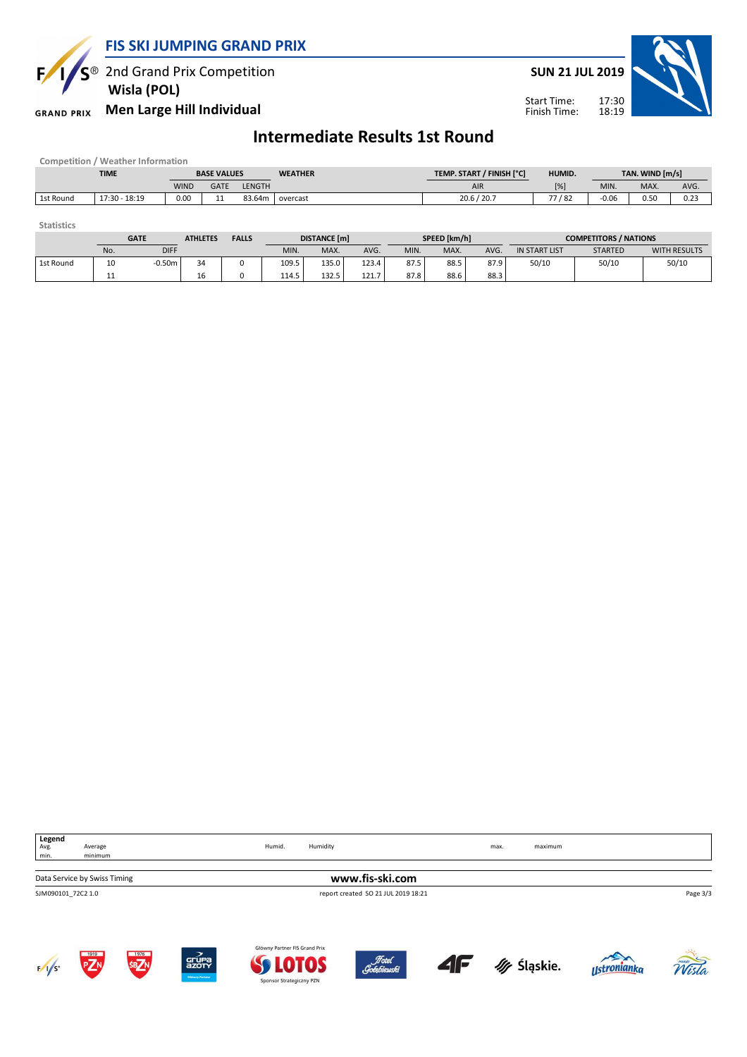# FIS SKI JUMPING GRAND PRIX

2nd Grand Prix Competition
**Wisla (POL)**
**Men Large Hill Individual**

**SUN 21 JUL 2019**

Start Time: 17:30
Finish Time: 18:19

## Intermediate Results 1st Round

Competition / Weather Information

| | TIME | BASE VALUES | | | WEATHER | TEMP. START / FINISH [°C] | HUMID. | TAN. WIND [m/s] | | |
|---|---|---|---|---|---|---|---|---|---|---|
| | | WIND | GATE | LENGTH | | AIR | [%] | MIN. | MAX. | AVG. |
| 1st Round | 17:30 - 18:19 | 0.00 | 11 | 83.64m | overcast | 20.6 / 20.7 | 77 / 82 | -0.06 | 0.50 | 0.23 |

Statistics

| | GATE | | ATHLETES | FALLS | DISTANCE [m] | | | SPEED [km/h] | | | COMPETITORS / NATIONS | | |
|---|---|---|---|---|---|---|---|---|---|---|---|---|---|
| | No. | DIFF | | | MIN. | MAX. | AVG. | MIN. | MAX. | AVG. | IN START LIST | STARTED | WITH RESULTS |
| 1st Round | 10 | -0.50m | 34 | 0 | 109.5 | 135.0 | 123.4 | 87.5 | 88.5 | 87.9 | 50/10 | 50/10 | 50/10 |
| | 11 | | 16 | 0 | 114.5 | 132.5 | 121.7 | 87.8 | 88.6 | 88.3 | | | |

| Legend | | | | | |
|---|---|---|---|---|---|
| Avg. | Average | Humid. | Humidity | max. | maximum |
| min. | minimum | | | | |

Data Service by Swiss Timing

www.fis-ski.com

SJM090101_72C2 1.0

report created SO 21 JUL 2019 18:21

Główny Partner FIS Grand Prix
Sponsor Strategiczny PZN